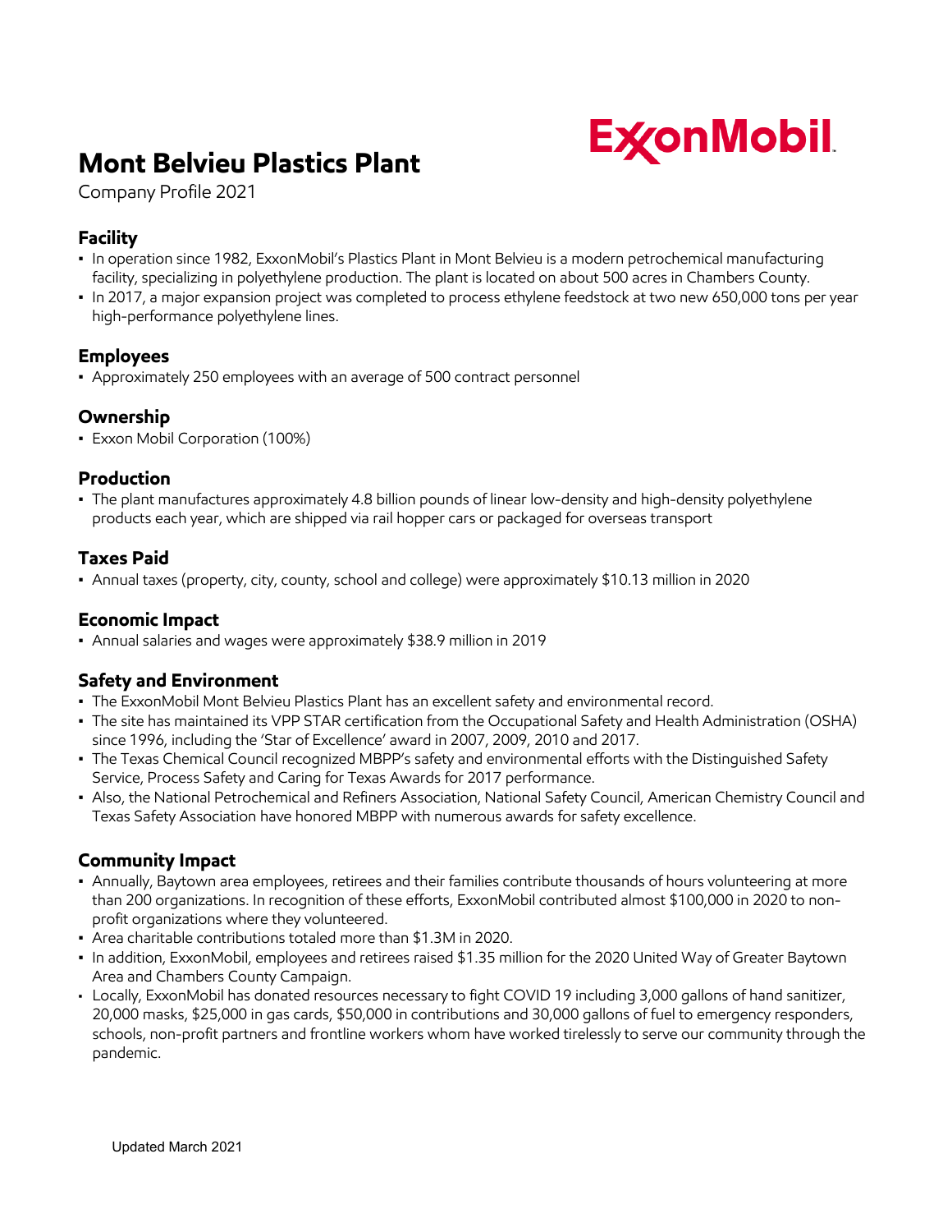# Mont Belvieu Plastics Plant

ExxonMobil

Company Profile 2021

## Facility

- In operation since 1982, ExxonMobil's Plastics Plant in Mont Belvieu is a modern petrochemical manufacturing facility, specializing in polyethylene production. The plant is located on about 500 acres in Chambers County.
- In 2017, a major expansion project was completed to process ethylene feedstock at two new 650,000 tons per year high-performance polyethylene lines.

## Employees

- Approximately 250 employees with an average of 500 contract personnel

## Ownership

- Exxon Mobil Corporation (100%)

## Production

- The plant manufactures approximately 4.8 billion pounds of linear low-density and high-density polyethylene products each year, which are shipped via rail hopper cars or packaged for overseas transport

## Taxes Paid

- Annual taxes (property, city, county, school and college) were approximately $10.13 million in 2020

## Economic Impact

- Annual salaries and wages were approximately $38.9 million in 2019

## Safety and Environment

- The ExxonMobil Mont Belvieu Plastics Plant has an excellent safety and environmental record.
- The site has maintained its VPP STAR certification from the Occupational Safety and Health Administration (OSHA) since 1996, including the 'Star of Excellence' award in 2007, 2009, 2010 and 2017.
- The Texas Chemical Council recognized MBPP's safety and environmental efforts with the Distinguished Safety Service, Process Safety and Caring for Texas Awards for 2017 performance.
- Also, the National Petrochemical and Refiners Association, National Safety Council, American Chemistry Council and Texas Safety Association have honored MBPP with numerous awards for safety excellence.

## Community Impact

- Annually, Baytown area employees, retirees and their families contribute thousands of hours volunteering at more than 200 organizations. In recognition of these efforts, ExxonMobil contributed almost $100,000 in 2020 to non-profit organizations where they volunteered.
- Area charitable contributions totaled more than $1.3M in 2020.
- In addition, ExxonMobil, employees and retirees raised $1.35 million for the 2020 United Way of Greater Baytown Area and Chambers County Campaign.
- Locally, ExxonMobil has donated resources necessary to fight COVID 19 including 3,000 gallons of hand sanitizer, 20,000 masks, $25,000 in gas cards, $50,000 in contributions and 30,000 gallons of fuel to emergency responders, schools, non-profit partners and frontline workers whom have worked tirelessly to serve our community through the pandemic.

Updated March 2021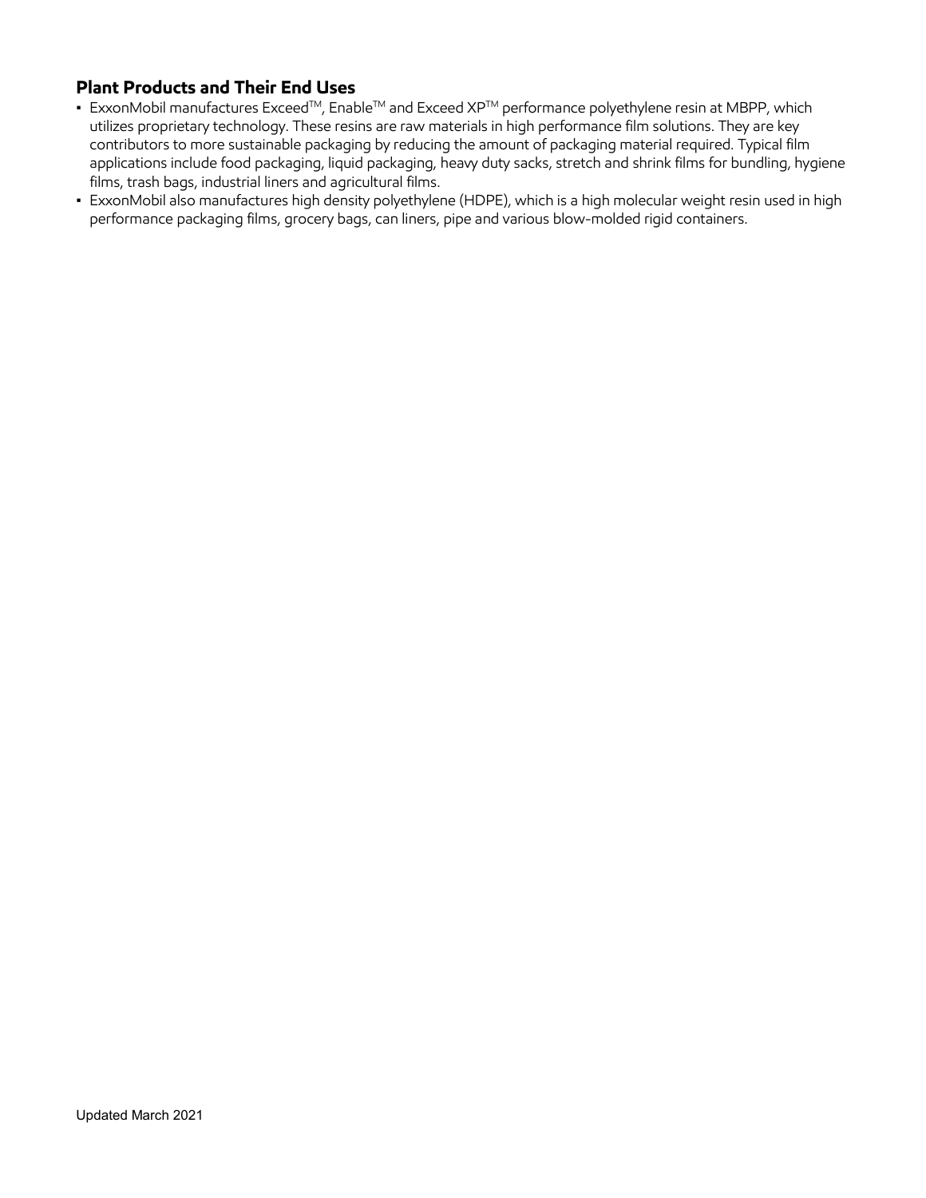## Plant Products and Their End Uses

- ExxonMobil manufactures Exceed™, Enable™ and Exceed XP™ performance polyethylene resin at MBPP, which utilizes proprietary technology. These resins are raw materials in high performance film solutions. They are key contributors to more sustainable packaging by reducing the amount of packaging material required. Typical film applications include food packaging, liquid packaging, heavy duty sacks, stretch and shrink films for bundling, hygiene films, trash bags, industrial liners and agricultural films.
- ExxonMobil also manufactures high density polyethylene (HDPE), which is a high molecular weight resin used in high performance packaging films, grocery bags, can liners, pipe and various blow-molded rigid containers.

Updated March 2021